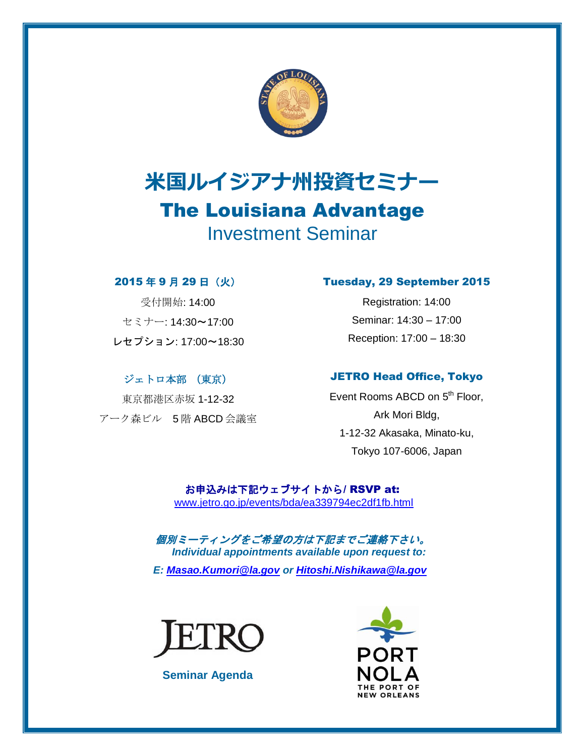# 米国ルイジアナ州投資セミナー

# The Louisiana Advantage

## Investment Seminar

**2015 年 9 月 29 日（火）**

受付開始: 14:00

セミナー: 14:30〜17:00

レセプション: 17:00〜18:30

**ジェトロ本部 （東京）**

東京都港区赤坂 1-12-32

アーク森ビル　5 階 ABCD 会議室

**Tuesday, 29 September 2015**

Registration: 14:00

Seminar: 14:30 – 17:00

Reception: 17:00 – 18:30

**JETRO Head Office, Tokyo**

Event Rooms ABCD on 5th Floor,

Ark Mori Bldg,

1-12-32 Akasaka, Minato-ku,

Tokyo 107-6006, Japan

**お申込みは下記ウェブサイトから/ RSVP at:**

www.jetro.go.jp/events/bda/ea339794ec2df1fb.html

***個別ミーティングをご希望の方は下記までご連絡下さい。***

***Individual appointments available upon request to:***

***E: Masao.Kumori@la.gov or Hitoshi.Nishikawa@la.gov***

JETRO

**Seminar Agenda**

PORT NOLA

THE PORT OF NEW ORLEANS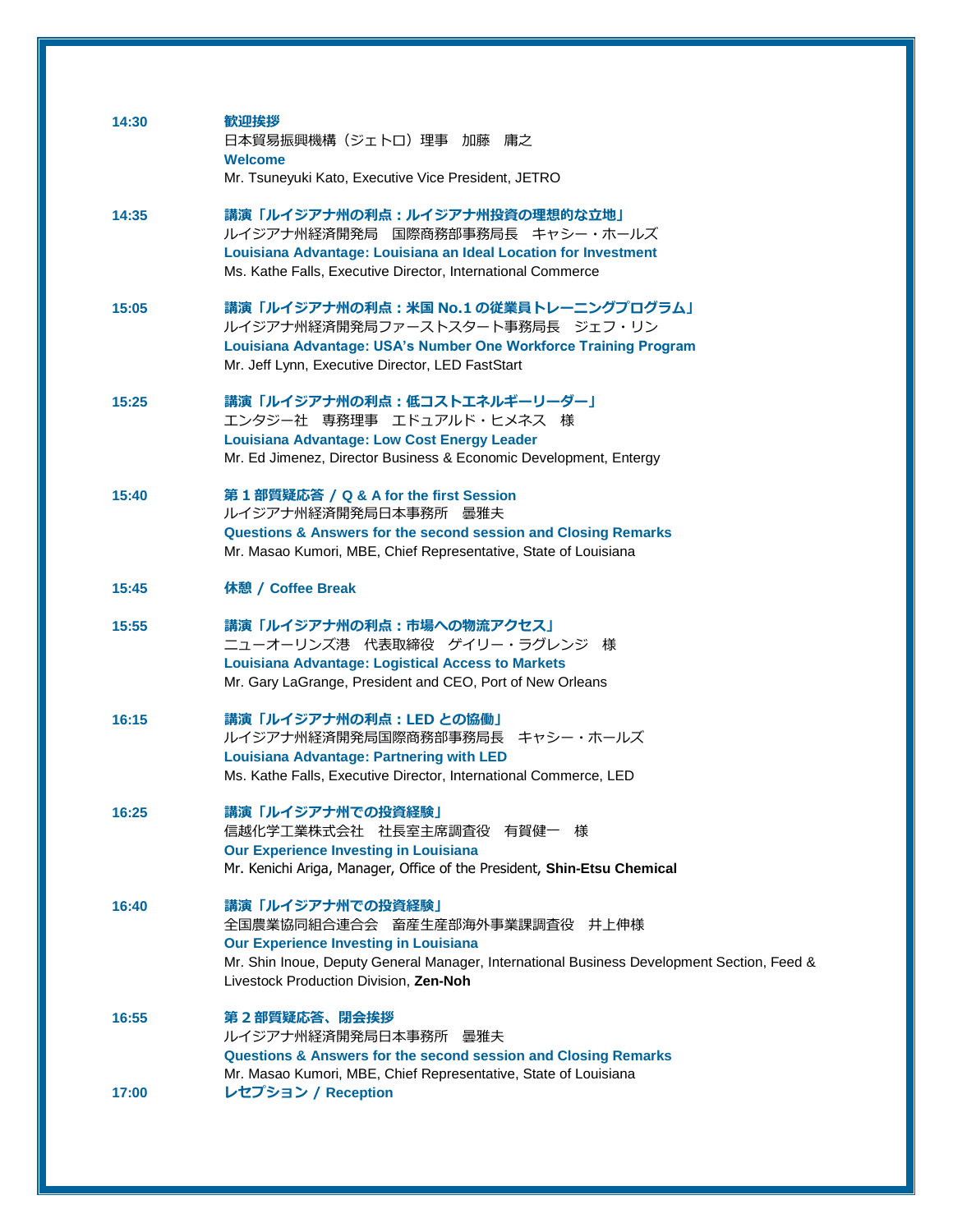| | |
|---|---|
| **14:30** | **歓迎挨拶**<br>日本貿易振興機構（ジェトロ）理事　加藤　庸之<br>**Welcome**<br>Mr. Tsuneyuki Kato, Executive Vice President, JETRO |
| **14:35** | **講演「ルイジアナ州の利点：ルイジアナ州投資の理想的な立地」**<br>ルイジアナ州経済開発局　国際商務部事務局長　キャシー・ホールズ<br>**Louisiana Advantage: Louisiana an Ideal Location for Investment**<br>Ms. Kathe Falls, Executive Director, International Commerce |
| **15:05** | **講演「ルイジアナ州の利点：米国 No.1 の従業員トレーニングプログラム」**<br>ルイジアナ州経済開発局ファーストスタート事務局長　ジェフ・リン<br>**Louisiana Advantage: USA's Number One Workforce Training Program**<br>Mr. Jeff Lynn, Executive Director, LED FastStart |
| **15:25** | **講演「ルイジアナ州の利点：低コストエネルギーリーダー」**<br>エンタジー社　専務理事　エドュアルド・ヒメネス　様<br>**Louisiana Advantage: Low Cost Energy Leader**<br>Mr. Ed Jimenez, Director Business & Economic Development, Entergy |
| **15:40** | **第 1 部質疑応答 / Q & A for the first Session**<br>ルイジアナ州経済開発局日本事務所　曇雅夫<br>**Questions & Answers for the second session and Closing Remarks**<br>Mr. Masao Kumori, MBE, Chief Representative, State of Louisiana |
| **15:45** | **休憩 / Coffee Break** |
| **15:55** | **講演「ルイジアナ州の利点：市場への物流アクセス」**<br>ニューオーリンズ港　代表取締役　ゲイリー・ラグレンジ　様<br>**Louisiana Advantage: Logistical Access to Markets**<br>Mr. Gary LaGrange, President and CEO, Port of New Orleans |
| **16:15** | **講演「ルイジアナ州の利点：LED との協働」**<br>ルイジアナ州経済開発局国際商務部事務局長　キャシー・ホールズ<br>**Louisiana Advantage: Partnering with LED**<br>Ms. Kathe Falls, Executive Director, International Commerce, LED |
| **16:25** | **講演「ルイジアナ州での投資経験」**<br>信越化学工業株式会社　社長室主席調査役　有賀健一　様<br>**Our Experience Investing in Louisiana**<br>Mr. Kenichi Ariga, Manager, Office of the President, **Shin-Etsu Chemical** |
| **16:40** | **講演「ルイジアナ州での投資経験」**<br>全国農業協同組合連合会　畜産生産部海外事業課調査役　井上伸様<br>**Our Experience Investing in Louisiana**<br>Mr. Shin Inoue, Deputy General Manager, International Business Development Section, Feed & Livestock Production Division, **Zen-Noh** |
| **16:55** | **第 2 部質疑応答、閉会挨拶**<br>ルイジアナ州経済開発局日本事務所　曇雅夫<br>**Questions & Answers for the second session and Closing Remarks**<br>Mr. Masao Kumori, MBE, Chief Representative, State of Louisiana |
| **17:00** | **レセプション / Reception** |